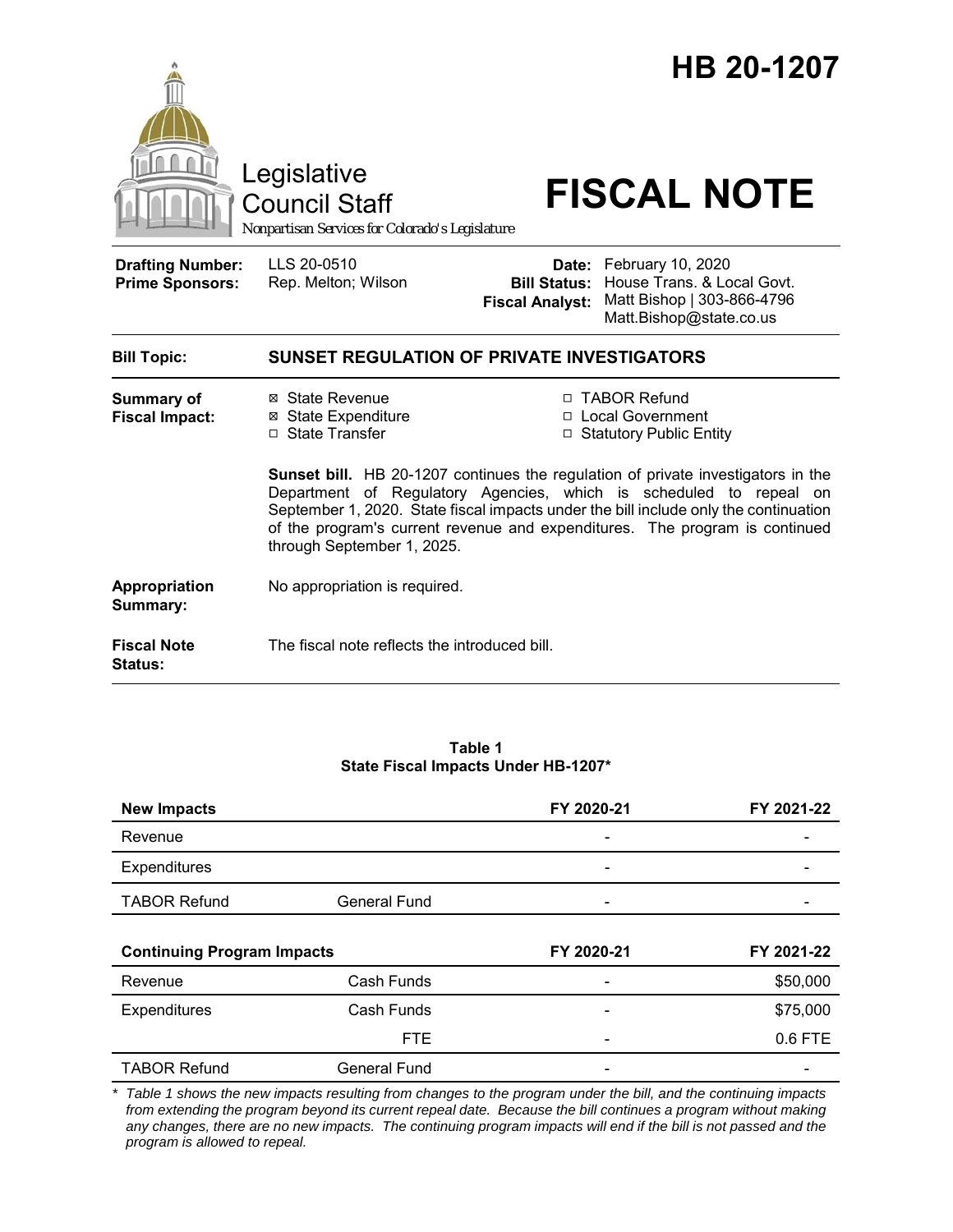# HB 20-1207

Legislative Council Staff

*Nonpartisan Services for Colorado's Legislature*

# FISCAL NOTE

| | | | |
|---|---|---|---|
| **Drafting Number:** | LLS 20-0510 | **Date:** | February 10, 2020 |
| **Prime Sponsors:** | Rep. Melton; Wilson | **Bill Status:** | House Trans. & Local Govt. |
| | | **Fiscal Analyst:** | Matt Bishop \| 303-866-4796 Matt.Bishop@state.co.us |

**Bill Topic:** **SUNSET REGULATION OF PRIVATE INVESTIGATORS**

**Summary of Fiscal Impact:**

- ☒ State Revenue
- ☒ State Expenditure
- ☐ State Transfer
- ☐ TABOR Refund
- ☐ Local Government
- ☐ Statutory Public Entity

**Sunset bill.** HB 20-1207 continues the regulation of private investigators in the Department of Regulatory Agencies, which is scheduled to repeal on September 1, 2020. State fiscal impacts under the bill include only the continuation of the program's current revenue and expenditures. The program is continued through September 1, 2025.

**Appropriation Summary:** No appropriation is required.

**Fiscal Note Status:** The fiscal note reflects the introduced bill.

**Table 1**
**State Fiscal Impacts Under HB-1207***

| **New Impacts** | | **FY 2020-21** | **FY 2021-22** |
|---|---|---|---|
| Revenue | | - | - |
| Expenditures | | - | - |
| TABOR Refund | General Fund | - | - |
| **Continuing Program Impacts** | | **FY 2020-21** | **FY 2021-22** |
| Revenue | Cash Funds | - | $50,000 |
| Expenditures | Cash Funds | - | $75,000 |
| | FTE | - | 0.6 FTE |
| TABOR Refund | General Fund | - | - |

*\* Table 1 shows the new impacts resulting from changes to the program under the bill, and the continuing impacts from extending the program beyond its current repeal date. Because the bill continues a program without making any changes, there are no new impacts. The continuing program impacts will end if the bill is not passed and the program is allowed to repeal.*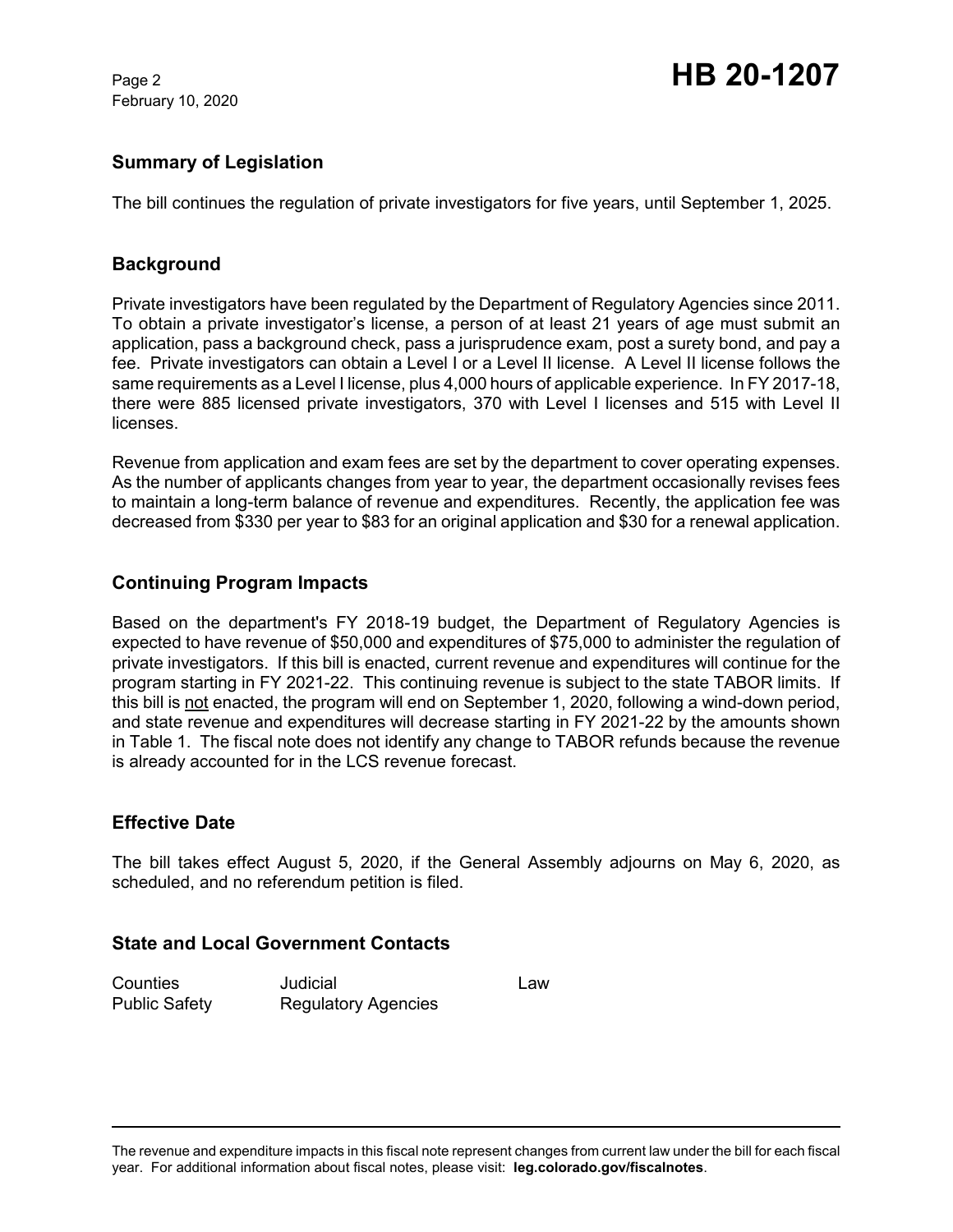## Summary of Legislation

The bill continues the regulation of private investigators for five years, until September 1, 2025.

## Background

Private investigators have been regulated by the Department of Regulatory Agencies since 2011. To obtain a private investigator's license, a person of at least 21 years of age must submit an application, pass a background check, pass a jurisprudence exam, post a surety bond, and pay a fee. Private investigators can obtain a Level I or a Level II license. A Level II license follows the same requirements as a Level I license, plus 4,000 hours of applicable experience. In FY 2017-18, there were 885 licensed private investigators, 370 with Level I licenses and 515 with Level II licenses.

Revenue from application and exam fees are set by the department to cover operating expenses. As the number of applicants changes from year to year, the department occasionally revises fees to maintain a long-term balance of revenue and expenditures. Recently, the application fee was decreased from $330 per year to $83 for an original application and $30 for a renewal application.

## Continuing Program Impacts

Based on the department's FY 2018-19 budget, the Department of Regulatory Agencies is expected to have revenue of $50,000 and expenditures of $75,000 to administer the regulation of private investigators. If this bill is enacted, current revenue and expenditures will continue for the program starting in FY 2021-22. This continuing revenue is subject to the state TABOR limits. If this bill is not enacted, the program will end on September 1, 2020, following a wind-down period, and state revenue and expenditures will decrease starting in FY 2021-22 by the amounts shown in Table 1. The fiscal note does not identify any change to TABOR refunds because the revenue is already accounted for in the LCS revenue forecast.

## Effective Date

The bill takes effect August 5, 2020, if the General Assembly adjourns on May 6, 2020, as scheduled, and no referendum petition is filed.

## State and Local Government Contacts

| | | |
|---|---|---|
| Counties | Judicial | Law |
| Public Safety | Regulatory Agencies | |

The revenue and expenditure impacts in this fiscal note represent changes from current law under the bill for each fiscal year. For additional information about fiscal notes, please visit: **leg.colorado.gov/fiscalnotes**.